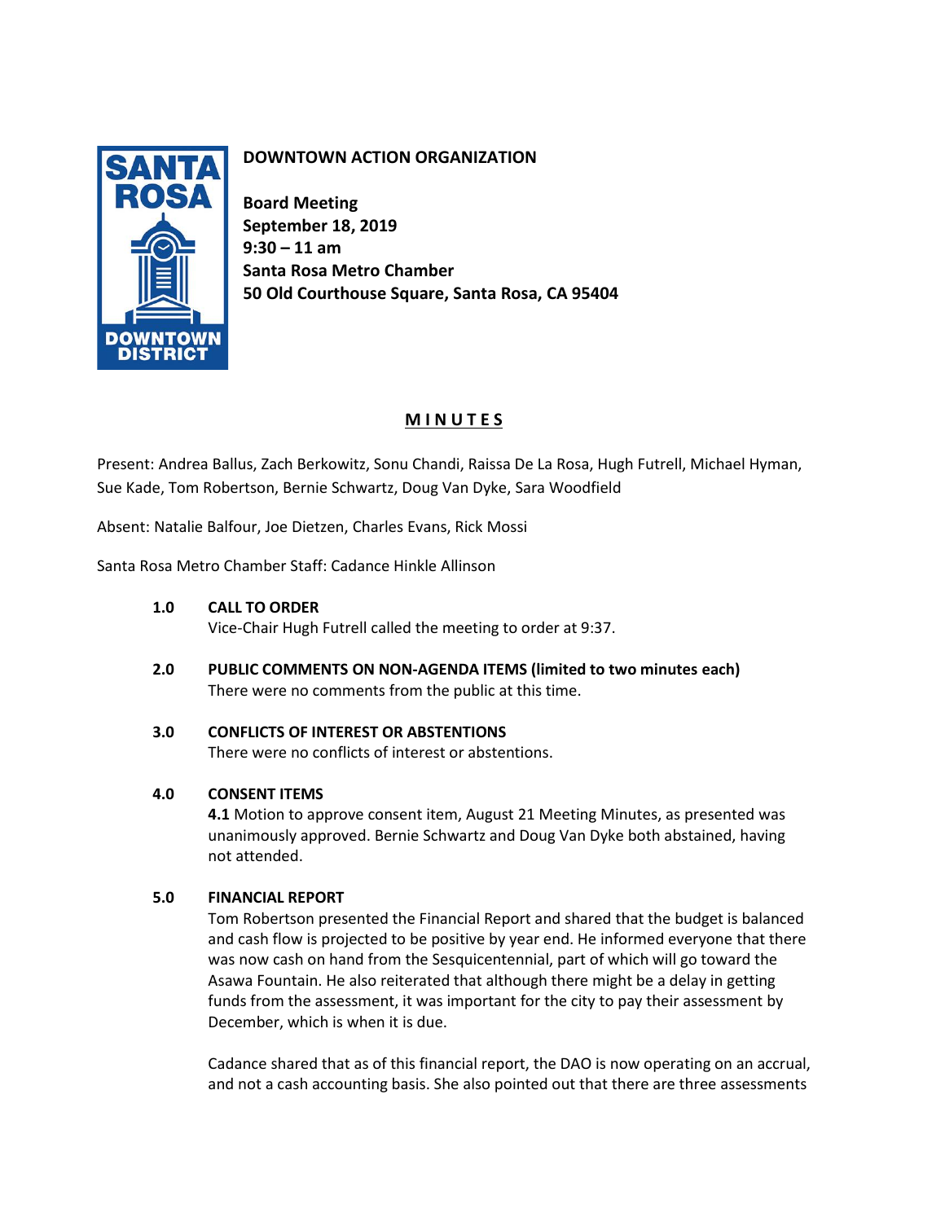# DOWNTOWN ACTION ORGANIZATION

**Board Meeting**
**September 18, 2019**
**9:30 – 11 am**
**Santa Rosa Metro Chamber**
**50 Old Courthouse Square, Santa Rosa, CA 95404**

## MINUTES

Present: Andrea Ballus, Zach Berkowitz, Sonu Chandi, Raissa De La Rosa, Hugh Futrell, Michael Hyman, Sue Kade, Tom Robertson, Bernie Schwartz, Doug Van Dyke, Sara Woodfield

Absent: Natalie Balfour, Joe Dietzen, Charles Evans, Rick Mossi

Santa Rosa Metro Chamber Staff: Cadance Hinkle Allinson

**1.0 CALL TO ORDER**

Vice-Chair Hugh Futrell called the meeting to order at 9:37.

**2.0 PUBLIC COMMENTS ON NON-AGENDA ITEMS (limited to two minutes each)**

There were no comments from the public at this time.

**3.0 CONFLICTS OF INTEREST OR ABSTENTIONS**

There were no conflicts of interest or abstentions.

**4.0 CONSENT ITEMS**

**4.1** Motion to approve consent item, August 21 Meeting Minutes, as presented was unanimously approved. Bernie Schwartz and Doug Van Dyke both abstained, having not attended.

**5.0 FINANCIAL REPORT**

Tom Robertson presented the Financial Report and shared that the budget is balanced and cash flow is projected to be positive by year end. He informed everyone that there was now cash on hand from the Sesquicentennial, part of which will go toward the Asawa Fountain. He also reiterated that although there might be a delay in getting funds from the assessment, it was important for the city to pay their assessment by December, which is when it is due.

Cadance shared that as of this financial report, the DAO is now operating on an accrual, and not a cash accounting basis. She also pointed out that there are three assessments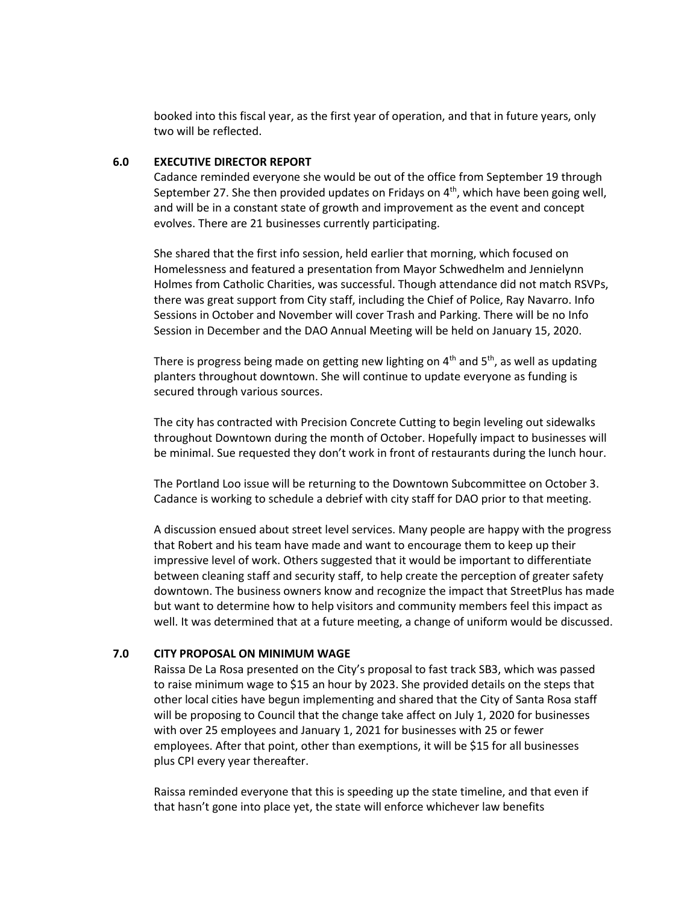booked into this fiscal year, as the first year of operation, and that in future years, only two will be reflected.

## 6.0 EXECUTIVE DIRECTOR REPORT

Cadance reminded everyone she would be out of the office from September 19 through September 27. She then provided updates on Fridays on 4th, which have been going well, and will be in a constant state of growth and improvement as the event and concept evolves. There are 21 businesses currently participating.

She shared that the first info session, held earlier that morning, which focused on Homelessness and featured a presentation from Mayor Schwedhelm and Jennielynn Holmes from Catholic Charities, was successful. Though attendance did not match RSVPs, there was great support from City staff, including the Chief of Police, Ray Navarro. Info Sessions in October and November will cover Trash and Parking. There will be no Info Session in December and the DAO Annual Meeting will be held on January 15, 2020.

There is progress being made on getting new lighting on 4th and 5th, as well as updating planters throughout downtown. She will continue to update everyone as funding is secured through various sources.

The city has contracted with Precision Concrete Cutting to begin leveling out sidewalks throughout Downtown during the month of October. Hopefully impact to businesses will be minimal. Sue requested they don't work in front of restaurants during the lunch hour.

The Portland Loo issue will be returning to the Downtown Subcommittee on October 3. Cadance is working to schedule a debrief with city staff for DAO prior to that meeting.

A discussion ensued about street level services. Many people are happy with the progress that Robert and his team have made and want to encourage them to keep up their impressive level of work. Others suggested that it would be important to differentiate between cleaning staff and security staff, to help create the perception of greater safety downtown. The business owners know and recognize the impact that StreetPlus has made but want to determine how to help visitors and community members feel this impact as well. It was determined that at a future meeting, a change of uniform would be discussed.

## 7.0 CITY PROPOSAL ON MINIMUM WAGE

Raissa De La Rosa presented on the City's proposal to fast track SB3, which was passed to raise minimum wage to $15 an hour by 2023. She provided details on the steps that other local cities have begun implementing and shared that the City of Santa Rosa staff will be proposing to Council that the change take affect on July 1, 2020 for businesses with over 25 employees and January 1, 2021 for businesses with 25 or fewer employees. After that point, other than exemptions, it will be $15 for all businesses plus CPI every year thereafter.

Raissa reminded everyone that this is speeding up the state timeline, and that even if that hasn't gone into place yet, the state will enforce whichever law benefits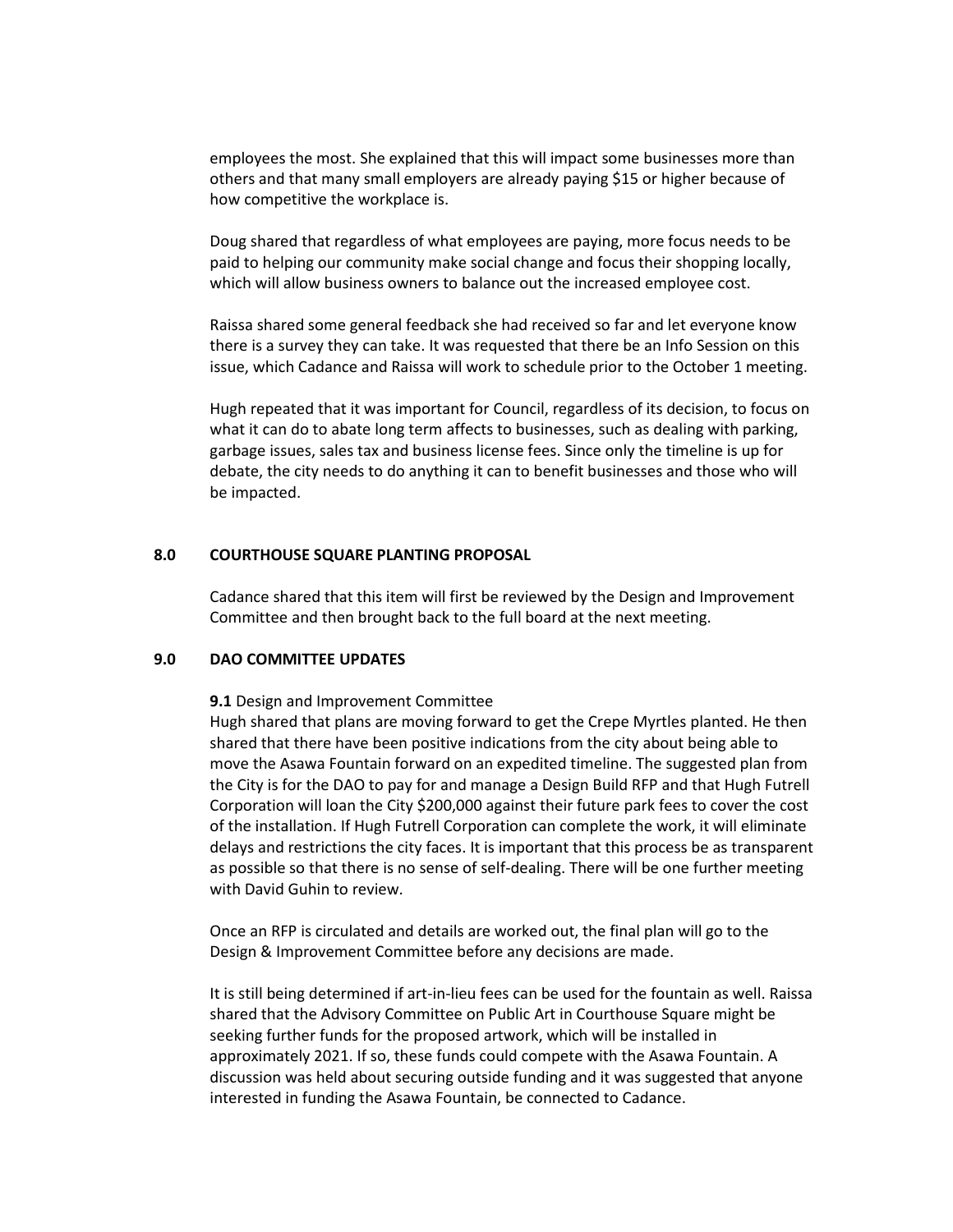employees the most. She explained that this will impact some businesses more than others and that many small employers are already paying $15 or higher because of how competitive the workplace is.

Doug shared that regardless of what employees are paying, more focus needs to be paid to helping our community make social change and focus their shopping locally, which will allow business owners to balance out the increased employee cost.

Raissa shared some general feedback she had received so far and let everyone know there is a survey they can take. It was requested that there be an Info Session on this issue, which Cadance and Raissa will work to schedule prior to the October 1 meeting.

Hugh repeated that it was important for Council, regardless of its decision, to focus on what it can do to abate long term affects to businesses, such as dealing with parking, garbage issues, sales tax and business license fees. Since only the timeline is up for debate, the city needs to do anything it can to benefit businesses and those who will be impacted.

## 8.0 COURTHOUSE SQUARE PLANTING PROPOSAL

Cadance shared that this item will first be reviewed by the Design and Improvement Committee and then brought back to the full board at the next meeting.

## 9.0 DAO COMMITTEE UPDATES

**9.1** Design and Improvement Committee

Hugh shared that plans are moving forward to get the Crepe Myrtles planted. He then shared that there have been positive indications from the city about being able to move the Asawa Fountain forward on an expedited timeline. The suggested plan from the City is for the DAO to pay for and manage a Design Build RFP and that Hugh Futrell Corporation will loan the City $200,000 against their future park fees to cover the cost of the installation. If Hugh Futrell Corporation can complete the work, it will eliminate delays and restrictions the city faces. It is important that this process be as transparent as possible so that there is no sense of self-dealing. There will be one further meeting with David Guhin to review.

Once an RFP is circulated and details are worked out, the final plan will go to the Design & Improvement Committee before any decisions are made.

It is still being determined if art-in-lieu fees can be used for the fountain as well. Raissa shared that the Advisory Committee on Public Art in Courthouse Square might be seeking further funds for the proposed artwork, which will be installed in approximately 2021. If so, these funds could compete with the Asawa Fountain. A discussion was held about securing outside funding and it was suggested that anyone interested in funding the Asawa Fountain, be connected to Cadance.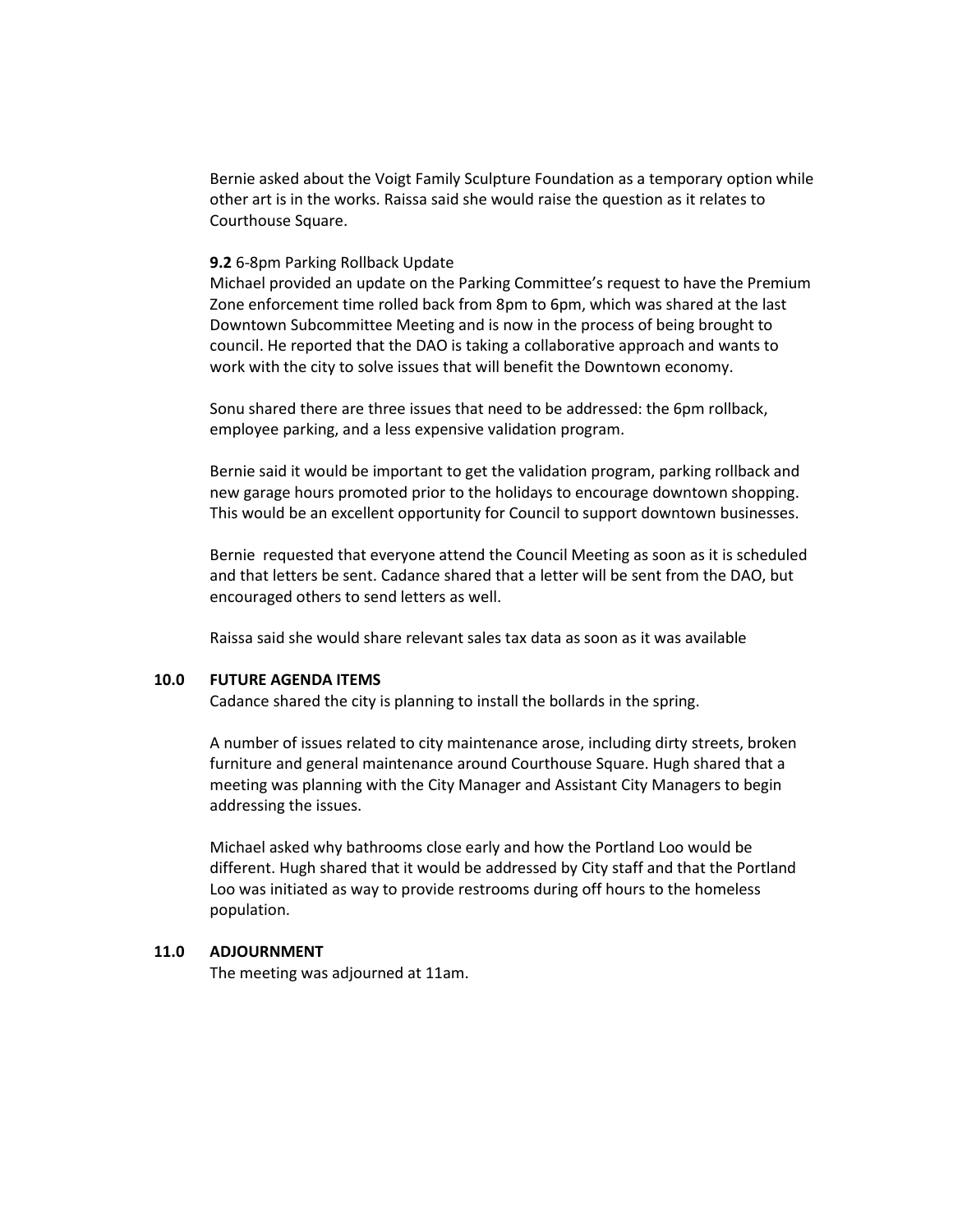Bernie asked about the Voigt Family Sculpture Foundation as a temporary option while other art is in the works. Raissa said she would raise the question as it relates to Courthouse Square.

**9.2** 6-8pm Parking Rollback Update
Michael provided an update on the Parking Committee's request to have the Premium Zone enforcement time rolled back from 8pm to 6pm, which was shared at the last Downtown Subcommittee Meeting and is now in the process of being brought to council. He reported that the DAO is taking a collaborative approach and wants to work with the city to solve issues that will benefit the Downtown economy.

Sonu shared there are three issues that need to be addressed: the 6pm rollback, employee parking, and a less expensive validation program.

Bernie said it would be important to get the validation program, parking rollback and new garage hours promoted prior to the holidays to encourage downtown shopping. This would be an excellent opportunity for Council to support downtown businesses.

Bernie requested that everyone attend the Council Meeting as soon as it is scheduled and that letters be sent. Cadance shared that a letter will be sent from the DAO, but encouraged others to send letters as well.

Raissa said she would share relevant sales tax data as soon as it was available

## 10.0 FUTURE AGENDA ITEMS

Cadance shared the city is planning to install the bollards in the spring.

A number of issues related to city maintenance arose, including dirty streets, broken furniture and general maintenance around Courthouse Square. Hugh shared that a meeting was planning with the City Manager and Assistant City Managers to begin addressing the issues.

Michael asked why bathrooms close early and how the Portland Loo would be different. Hugh shared that it would be addressed by City staff and that the Portland Loo was initiated as way to provide restrooms during off hours to the homeless population.

## 11.0 ADJOURNMENT

The meeting was adjourned at 11am.